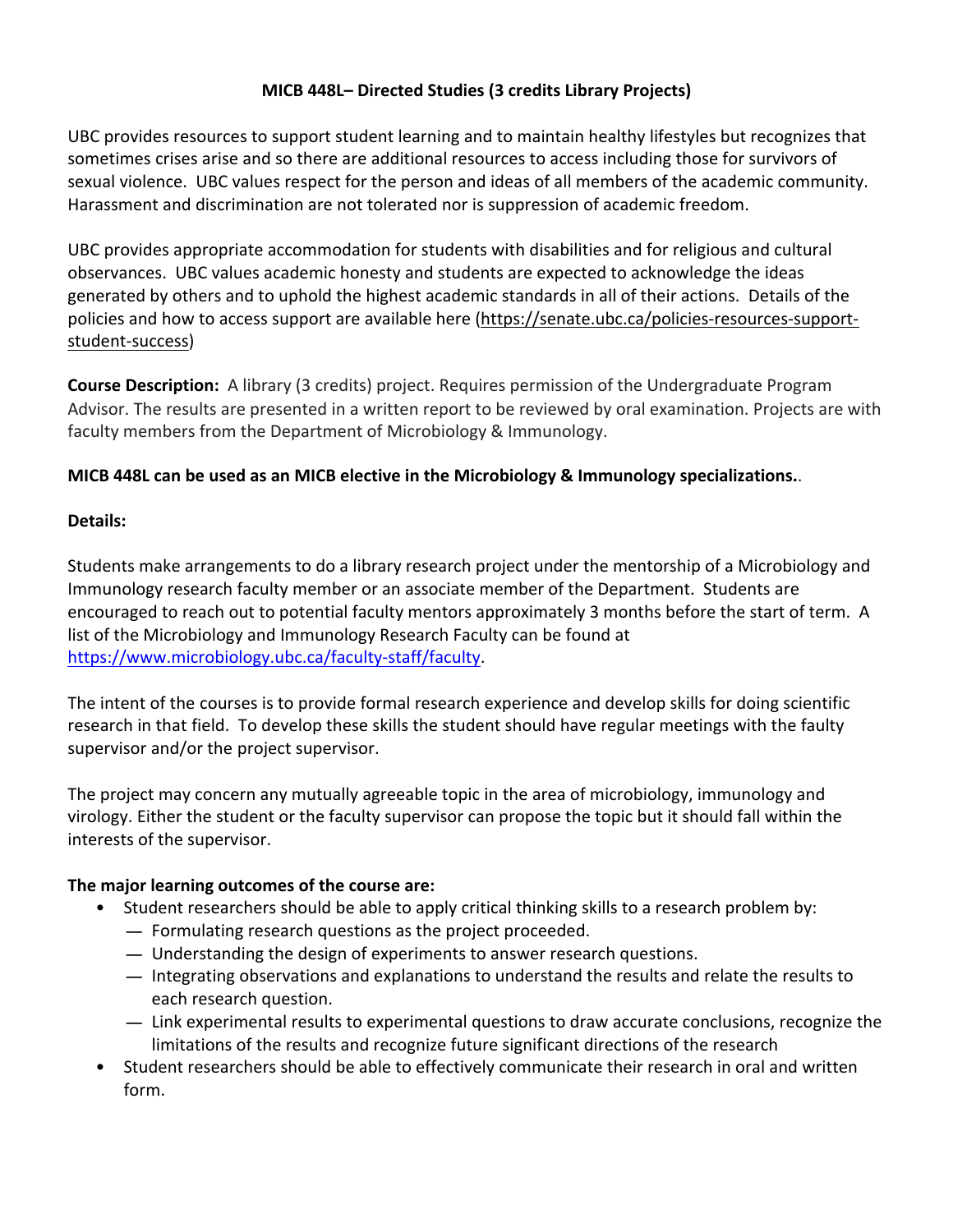**MICB 448L– Directed Studies (3 credits Library Projects)**

UBC provides resources to support student learning and to maintain healthy lifestyles but recognizes that sometimes crises arise and so there are additional resources to access including those for survivors of sexual violence. UBC values respect for the person and ideas of all members of the academic community. Harassment and discrimination are not tolerated nor is suppression of academic freedom.

UBC provides appropriate accommodation for students with disabilities and for religious and cultural observances. UBC values academic honesty and students are expected to acknowledge the ideas generated by others and to uphold the highest academic standards in all of their actions. Details of the policies and how to access support are available here (https://senate.ubc.ca/policies-resources-support-student-success)

**Course Description:** A library (3 credits) project. Requires permission of the Undergraduate Program Advisor. The results are presented in a written report to be reviewed by oral examination. Projects are with faculty members from the Department of Microbiology & Immunology.

**MICB 448L can be used as an MICB elective in the Microbiology & Immunology specializations.**.

**Details:**

Students make arrangements to do a library research project under the mentorship of a Microbiology and Immunology research faculty member or an associate member of the Department. Students are encouraged to reach out to potential faculty mentors approximately 3 months before the start of term. A list of the Microbiology and Immunology Research Faculty can be found at https://www.microbiology.ubc.ca/faculty-staff/faculty.

The intent of the courses is to provide formal research experience and develop skills for doing scientific research in that field. To develop these skills the student should have regular meetings with the faulty supervisor and/or the project supervisor.

The project may concern any mutually agreeable topic in the area of microbiology, immunology and virology. Either the student or the faculty supervisor can propose the topic but it should fall within the interests of the supervisor.

**The major learning outcomes of the course are:**

- Student researchers should be able to apply critical thinking skills to a research problem by:
  - Formulating research questions as the project proceeded.
  - Understanding the design of experiments to answer research questions.
  - Integrating observations and explanations to understand the results and relate the results to each research question.
  - Link experimental results to experimental questions to draw accurate conclusions, recognize the limitations of the results and recognize future significant directions of the research
- Student researchers should be able to effectively communicate their research in oral and written form.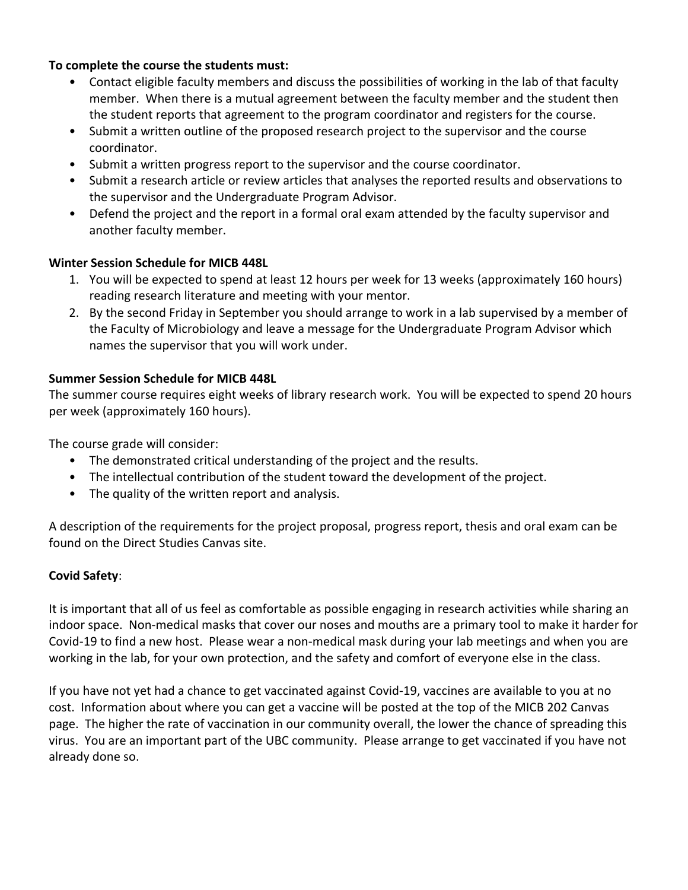**To complete the course the students must:**

- Contact eligible faculty members and discuss the possibilities of working in the lab of that faculty member. When there is a mutual agreement between the faculty member and the student then the student reports that agreement to the program coordinator and registers for the course.
- Submit a written outline of the proposed research project to the supervisor and the course coordinator.
- Submit a written progress report to the supervisor and the course coordinator.
- Submit a research article or review articles that analyses the reported results and observations to the supervisor and the Undergraduate Program Advisor.
- Defend the project and the report in a formal oral exam attended by the faculty supervisor and another faculty member.

**Winter Session Schedule for MICB 448L**

1. You will be expected to spend at least 12 hours per week for 13 weeks (approximately 160 hours) reading research literature and meeting with your mentor.
2. By the second Friday in September you should arrange to work in a lab supervised by a member of the Faculty of Microbiology and leave a message for the Undergraduate Program Advisor which names the supervisor that you will work under.

**Summer Session Schedule for MICB 448L**

The summer course requires eight weeks of library research work. You will be expected to spend 20 hours per week (approximately 160 hours).

The course grade will consider:

- The demonstrated critical understanding of the project and the results.
- The intellectual contribution of the student toward the development of the project.
- The quality of the written report and analysis.

A description of the requirements for the project proposal, progress report, thesis and oral exam can be found on the Direct Studies Canvas site.

**Covid Safety**:

It is important that all of us feel as comfortable as possible engaging in research activities while sharing an indoor space. Non-medical masks that cover our noses and mouths are a primary tool to make it harder for Covid-19 to find a new host. Please wear a non-medical mask during your lab meetings and when you are working in the lab, for your own protection, and the safety and comfort of everyone else in the class.

If you have not yet had a chance to get vaccinated against Covid-19, vaccines are available to you at no cost. Information about where you can get a vaccine will be posted at the top of the MICB 202 Canvas page. The higher the rate of vaccination in our community overall, the lower the chance of spreading this virus. You are an important part of the UBC community. Please arrange to get vaccinated if you have not already done so.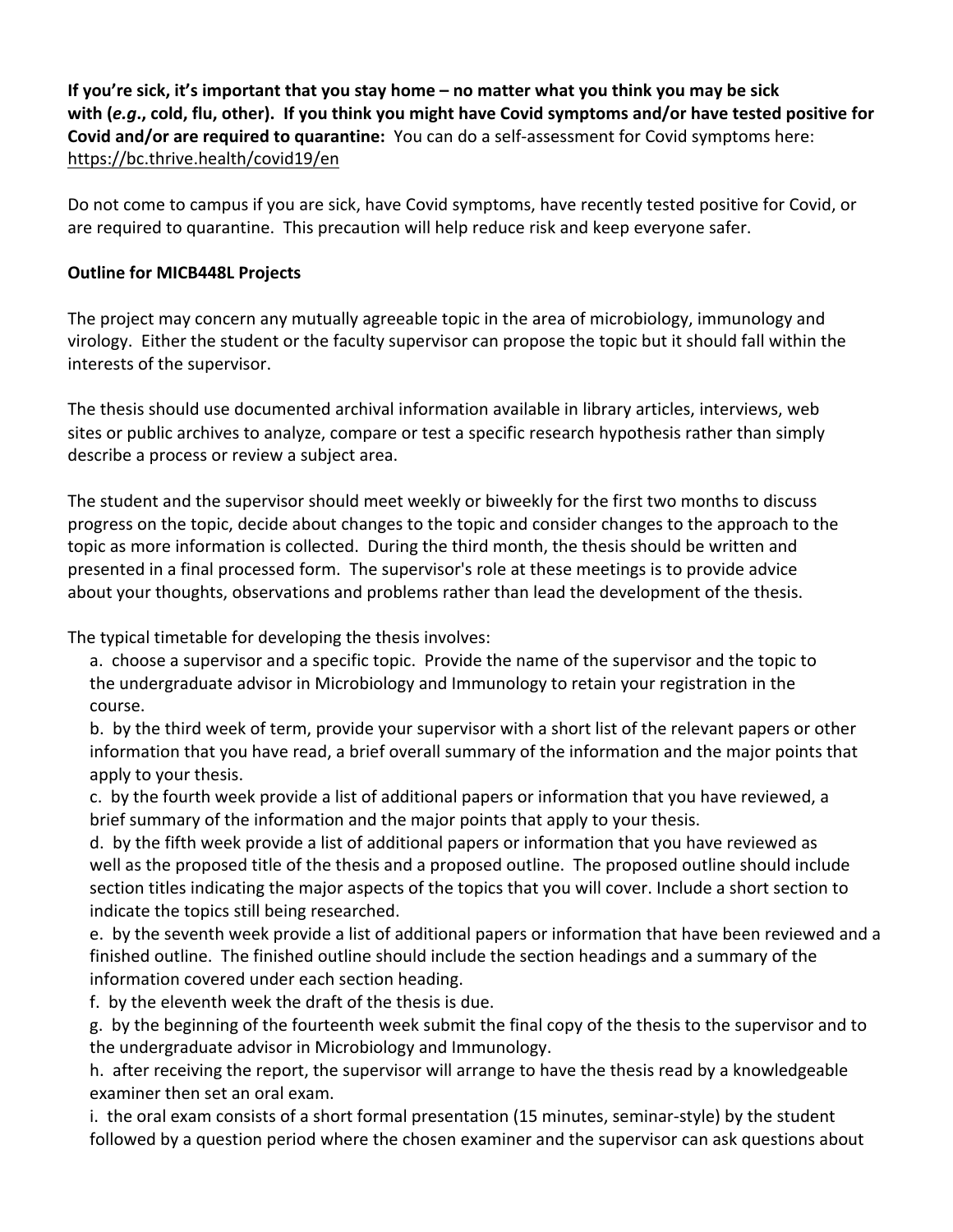**If you're sick, it's important that you stay home – no matter what you think you may be sick with (*e.g*., cold, flu, other). If you think you might have Covid symptoms and/or have tested positive for Covid and/or are required to quarantine:** You can do a self-assessment for Covid symptoms here: https://bc.thrive.health/covid19/en

Do not come to campus if you are sick, have Covid symptoms, have recently tested positive for Covid, or are required to quarantine. This precaution will help reduce risk and keep everyone safer.

**Outline for MICB448L Projects**

The project may concern any mutually agreeable topic in the area of microbiology, immunology and virology. Either the student or the faculty supervisor can propose the topic but it should fall within the interests of the supervisor.

The thesis should use documented archival information available in library articles, interviews, web sites or public archives to analyze, compare or test a specific research hypothesis rather than simply describe a process or review a subject area.

The student and the supervisor should meet weekly or biweekly for the first two months to discuss progress on the topic, decide about changes to the topic and consider changes to the approach to the topic as more information is collected. During the third month, the thesis should be written and presented in a final processed form. The supervisor's role at these meetings is to provide advice about your thoughts, observations and problems rather than lead the development of the thesis.

The typical timetable for developing the thesis involves:

a. choose a supervisor and a specific topic. Provide the name of the supervisor and the topic to the undergraduate advisor in Microbiology and Immunology to retain your registration in the course.

b. by the third week of term, provide your supervisor with a short list of the relevant papers or other information that you have read, a brief overall summary of the information and the major points that apply to your thesis.

c. by the fourth week provide a list of additional papers or information that you have reviewed, a brief summary of the information and the major points that apply to your thesis.

d. by the fifth week provide a list of additional papers or information that you have reviewed as well as the proposed title of the thesis and a proposed outline. The proposed outline should include section titles indicating the major aspects of the topics that you will cover. Include a short section to indicate the topics still being researched.

e. by the seventh week provide a list of additional papers or information that have been reviewed and a finished outline. The finished outline should include the section headings and a summary of the information covered under each section heading.

f. by the eleventh week the draft of the thesis is due.

g. by the beginning of the fourteenth week submit the final copy of the thesis to the supervisor and to the undergraduate advisor in Microbiology and Immunology.

h. after receiving the report, the supervisor will arrange to have the thesis read by a knowledgeable examiner then set an oral exam.

i. the oral exam consists of a short formal presentation (15 minutes, seminar-style) by the student followed by a question period where the chosen examiner and the supervisor can ask questions about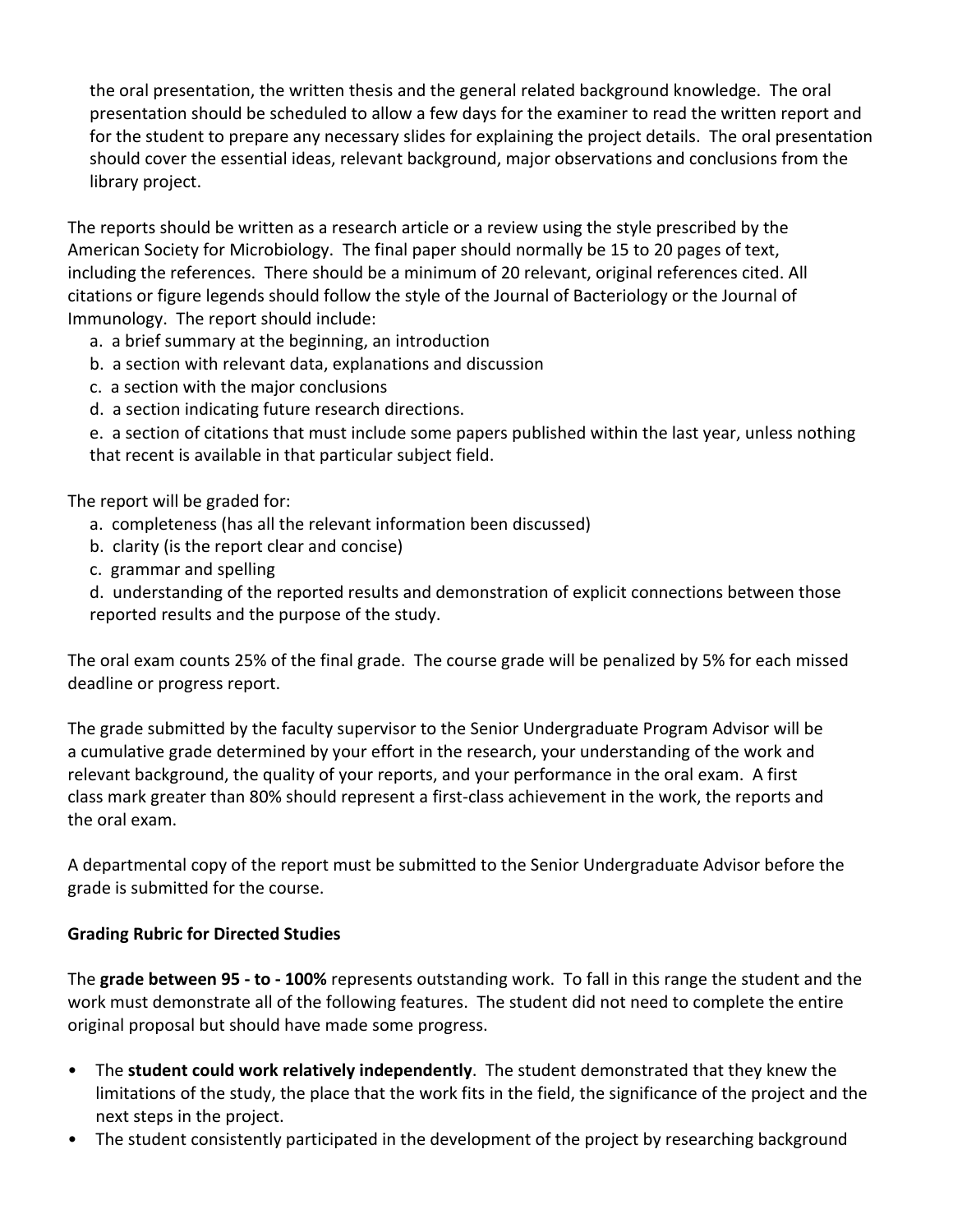the oral presentation, the written thesis and the general related background knowledge. The oral presentation should be scheduled to allow a few days for the examiner to read the written report and for the student to prepare any necessary slides for explaining the project details. The oral presentation should cover the essential ideas, relevant background, major observations and conclusions from the library project.

The reports should be written as a research article or a review using the style prescribed by the American Society for Microbiology. The final paper should normally be 15 to 20 pages of text, including the references. There should be a minimum of 20 relevant, original references cited. All citations or figure legends should follow the style of the Journal of Bacteriology or the Journal of Immunology. The report should include:

a. a brief summary at the beginning, an introduction
b. a section with relevant data, explanations and discussion
c. a section with the major conclusions
d. a section indicating future research directions.
e. a section of citations that must include some papers published within the last year, unless nothing that recent is available in that particular subject field.

The report will be graded for:

a. completeness (has all the relevant information been discussed)
b. clarity (is the report clear and concise)
c. grammar and spelling
d. understanding of the reported results and demonstration of explicit connections between those reported results and the purpose of the study.

The oral exam counts 25% of the final grade. The course grade will be penalized by 5% for each missed deadline or progress report.

The grade submitted by the faculty supervisor to the Senior Undergraduate Program Advisor will be a cumulative grade determined by your effort in the research, your understanding of the work and relevant background, the quality of your reports, and your performance in the oral exam. A first class mark greater than 80% should represent a first-class achievement in the work, the reports and the oral exam.

A departmental copy of the report must be submitted to the Senior Undergraduate Advisor before the grade is submitted for the course.

**Grading Rubric for Directed Studies**

The **grade between 95 - to - 100%** represents outstanding work. To fall in this range the student and the work must demonstrate all of the following features. The student did not need to complete the entire original proposal but should have made some progress.

- The **student could work relatively independently**. The student demonstrated that they knew the limitations of the study, the place that the work fits in the field, the significance of the project and the next steps in the project.
- The student consistently participated in the development of the project by researching background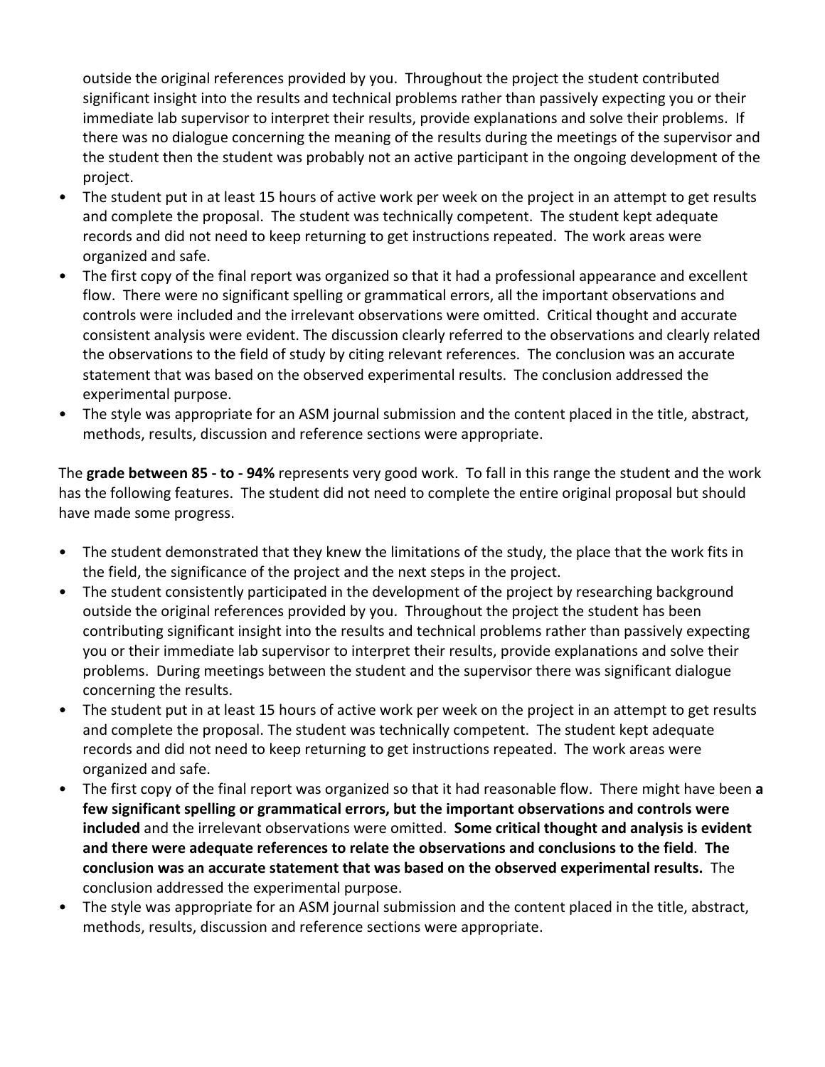outside the original references provided by you. Throughout the project the student contributed significant insight into the results and technical problems rather than passively expecting you or their immediate lab supervisor to interpret their results, provide explanations and solve their problems. If there was no dialogue concerning the meaning of the results during the meetings of the supervisor and the student then the student was probably not an active participant in the ongoing development of the project.

- The student put in at least 15 hours of active work per week on the project in an attempt to get results and complete the proposal. The student was technically competent. The student kept adequate records and did not need to keep returning to get instructions repeated. The work areas were organized and safe.
- The first copy of the final report was organized so that it had a professional appearance and excellent flow. There were no significant spelling or grammatical errors, all the important observations and controls were included and the irrelevant observations were omitted. Critical thought and accurate consistent analysis were evident. The discussion clearly referred to the observations and clearly related the observations to the field of study by citing relevant references. The conclusion was an accurate statement that was based on the observed experimental results. The conclusion addressed the experimental purpose.
- The style was appropriate for an ASM journal submission and the content placed in the title, abstract, methods, results, discussion and reference sections were appropriate.

The **grade between 85 - to - 94%** represents very good work. To fall in this range the student and the work has the following features. The student did not need to complete the entire original proposal but should have made some progress.

- The student demonstrated that they knew the limitations of the study, the place that the work fits in the field, the significance of the project and the next steps in the project.
- The student consistently participated in the development of the project by researching background outside the original references provided by you. Throughout the project the student has been contributing significant insight into the results and technical problems rather than passively expecting you or their immediate lab supervisor to interpret their results, provide explanations and solve their problems. During meetings between the student and the supervisor there was significant dialogue concerning the results.
- The student put in at least 15 hours of active work per week on the project in an attempt to get results and complete the proposal. The student was technically competent. The student kept adequate records and did not need to keep returning to get instructions repeated. The work areas were organized and safe.
- The first copy of the final report was organized so that it had reasonable flow. There might have been **a few significant spelling or grammatical errors, but the important observations and controls were included** and the irrelevant observations were omitted. **Some critical thought and analysis is evident and there were adequate references to relate the observations and conclusions to the field**. **The conclusion was an accurate statement that was based on the observed experimental results.** The conclusion addressed the experimental purpose.
- The style was appropriate for an ASM journal submission and the content placed in the title, abstract, methods, results, discussion and reference sections were appropriate.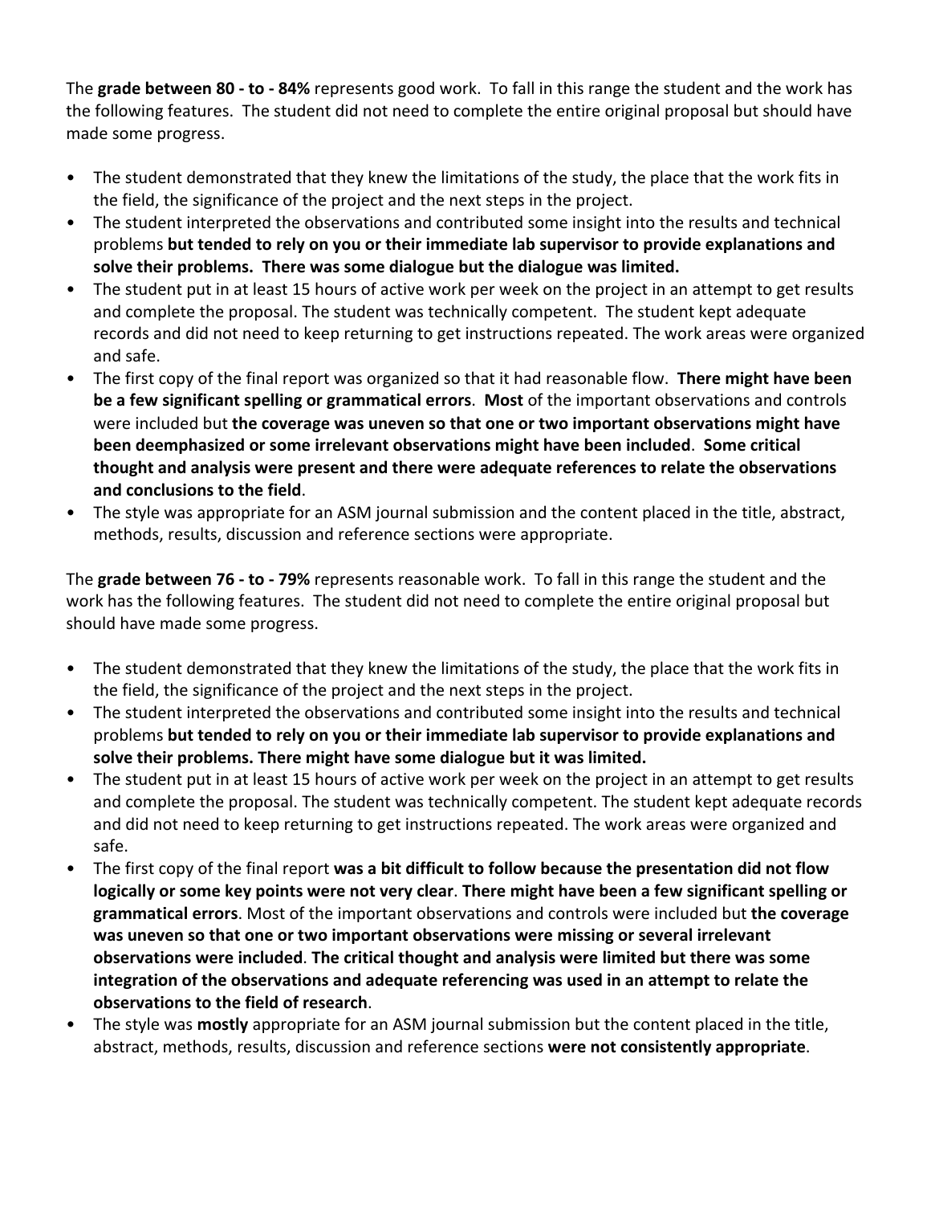The **grade between 80 - to - 84%** represents good work. To fall in this range the student and the work has the following features. The student did not need to complete the entire original proposal but should have made some progress.

- The student demonstrated that they knew the limitations of the study, the place that the work fits in the field, the significance of the project and the next steps in the project.
- The student interpreted the observations and contributed some insight into the results and technical problems **but tended to rely on you or their immediate lab supervisor to provide explanations and solve their problems. There was some dialogue but the dialogue was limited.**
- The student put in at least 15 hours of active work per week on the project in an attempt to get results and complete the proposal. The student was technically competent. The student kept adequate records and did not need to keep returning to get instructions repeated. The work areas were organized and safe.
- The first copy of the final report was organized so that it had reasonable flow. **There might have been be a few significant spelling or grammatical errors**. **Most** of the important observations and controls were included but **the coverage was uneven so that one or two important observations might have been deemphasized or some irrelevant observations might have been included**. **Some critical thought and analysis were present and there were adequate references to relate the observations and conclusions to the field**.
- The style was appropriate for an ASM journal submission and the content placed in the title, abstract, methods, results, discussion and reference sections were appropriate.

The **grade between 76 - to - 79%** represents reasonable work. To fall in this range the student and the work has the following features. The student did not need to complete the entire original proposal but should have made some progress.

- The student demonstrated that they knew the limitations of the study, the place that the work fits in the field, the significance of the project and the next steps in the project.
- The student interpreted the observations and contributed some insight into the results and technical problems **but tended to rely on you or their immediate lab supervisor to provide explanations and solve their problems. There might have some dialogue but it was limited.**
- The student put in at least 15 hours of active work per week on the project in an attempt to get results and complete the proposal. The student was technically competent. The student kept adequate records and did not need to keep returning to get instructions repeated. The work areas were organized and safe.
- The first copy of the final report **was a bit difficult to follow because the presentation did not flow logically or some key points were not very clear**. **There might have been a few significant spelling or grammatical errors**. Most of the important observations and controls were included but **the coverage was uneven so that one or two important observations were missing or several irrelevant observations were included**. **The critical thought and analysis were limited but there was some integration of the observations and adequate referencing was used in an attempt to relate the observations to the field of research**.
- The style was **mostly** appropriate for an ASM journal submission but the content placed in the title, abstract, methods, results, discussion and reference sections **were not consistently appropriate**.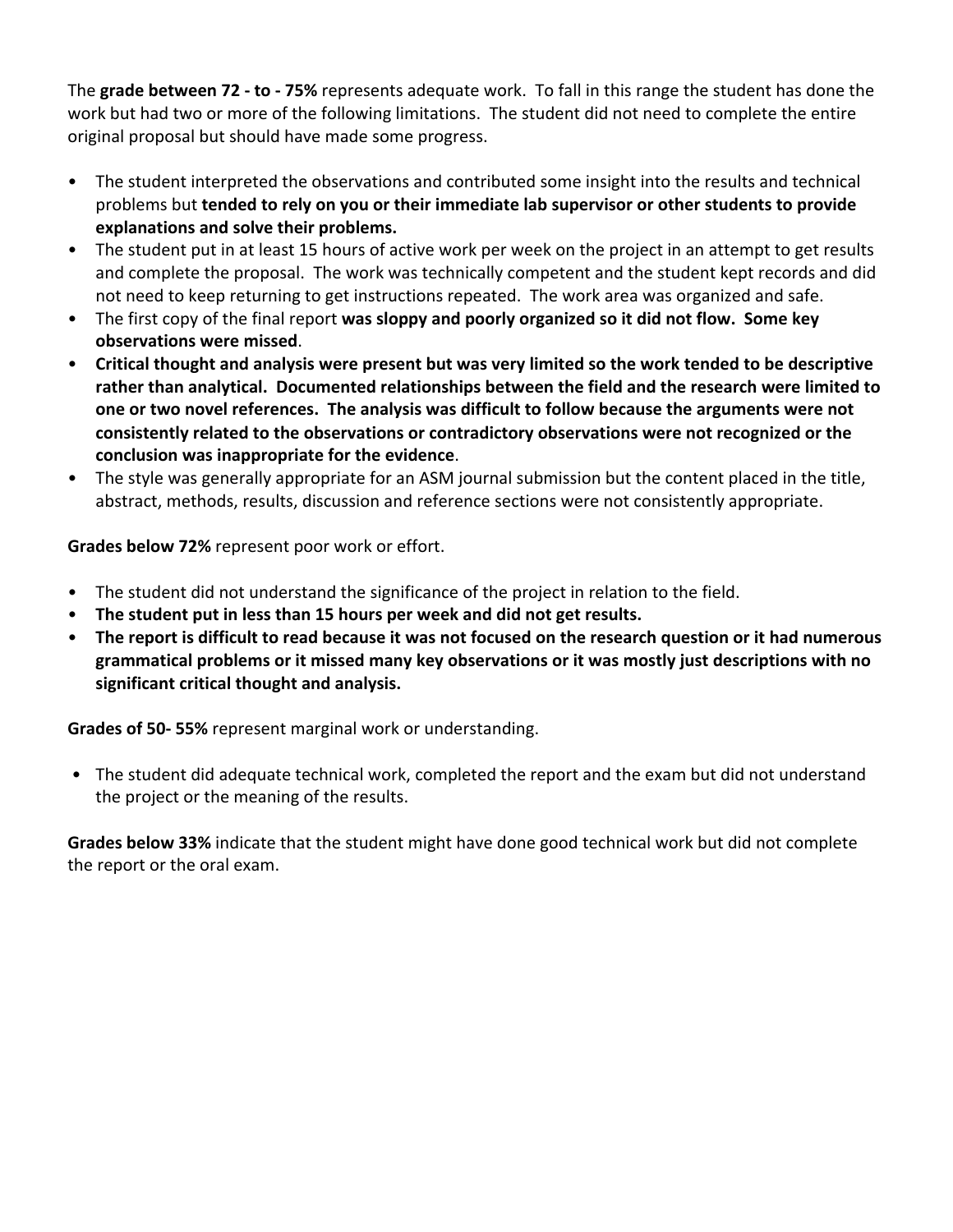The **grade between 72 - to - 75%** represents adequate work. To fall in this range the student has done the work but had two or more of the following limitations. The student did not need to complete the entire original proposal but should have made some progress.

- The student interpreted the observations and contributed some insight into the results and technical problems but **tended to rely on you or their immediate lab supervisor or other students to provide explanations and solve their problems.**
- The student put in at least 15 hours of active work per week on the project in an attempt to get results and complete the proposal. The work was technically competent and the student kept records and did not need to keep returning to get instructions repeated. The work area was organized and safe.
- The first copy of the final report **was sloppy and poorly organized so it did not flow. Some key observations were missed**.
- **Critical thought and analysis were present but was very limited so the work tended to be descriptive rather than analytical. Documented relationships between the field and the research were limited to one or two novel references. The analysis was difficult to follow because the arguments were not consistently related to the observations or contradictory observations were not recognized or the conclusion was inappropriate for the evidence**.
- The style was generally appropriate for an ASM journal submission but the content placed in the title, abstract, methods, results, discussion and reference sections were not consistently appropriate.

**Grades below 72%** represent poor work or effort.

- The student did not understand the significance of the project in relation to the field.
- **The student put in less than 15 hours per week and did not get results.**
- **The report is difficult to read because it was not focused on the research question or it had numerous grammatical problems or it missed many key observations or it was mostly just descriptions with no significant critical thought and analysis.**

**Grades of 50- 55%** represent marginal work or understanding.

- The student did adequate technical work, completed the report and the exam but did not understand the project or the meaning of the results.

**Grades below 33%** indicate that the student might have done good technical work but did not complete the report or the oral exam.